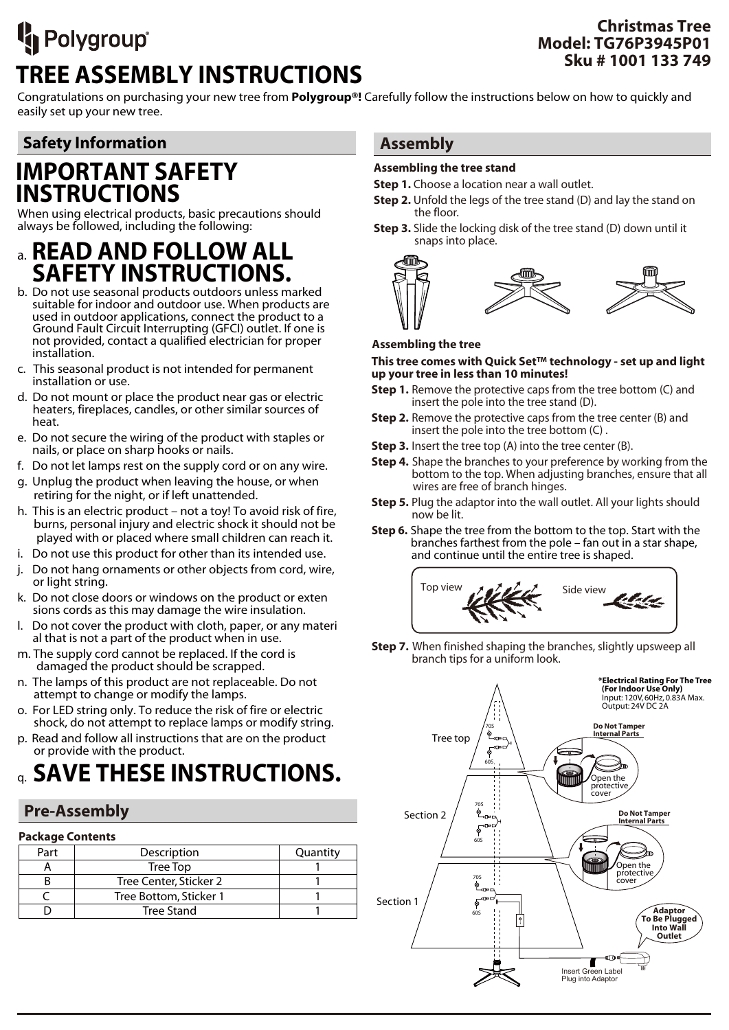Polygroup®

**Christmas Tree**
**Model: TG76P3945P01**
**Sku # 1001 133 749**

# TREE ASSEMBLY INSTRUCTIONS

Congratulations on purchasing your new tree from **Polygroup®!** Carefully follow the instructions below on how to quickly and easily set up your new tree.

## Safety Information

# IMPORTANT SAFETY INSTRUCTIONS

When using electrical products, basic precautions should always be followed, including the following:

a. **READ AND FOLLOW ALL SAFETY INSTRUCTIONS.**

b. Do not use seasonal products outdoors unless marked suitable for indoor and outdoor use. When products are used in outdoor applications, connect the product to a Ground Fault Circuit Interrupting (GFCI) outlet. If one is not provided, contact a qualified electrician for proper installation.

c. This seasonal product is not intended for permanent installation or use.

d. Do not mount or place the product near gas or electric heaters, fireplaces, candles, or other similar sources of heat.

e. Do not secure the wiring of the product with staples or nails, or place on sharp hooks or nails.

f. Do not let lamps rest on the supply cord or on any wire.

g. Unplug the product when leaving the house, or when retiring for the night, or if left unattended.

h. This is an electric product – not a toy! To avoid risk of fire, burns, personal injury and electric shock it should not be played with or placed where small children can reach it.

i. Do not use this product for other than its intended use.

j. Do not hang ornaments or other objects from cord, wire, or light string.

k. Do not close doors or windows on the product or exten sions cords as this may damage the wire insulation.

l. Do not cover the product with cloth, paper, or any materi al that is not a part of the product when in use.

m. The supply cord cannot be replaced. If the cord is damaged the product should be scrapped.

n. The lamps of this product are not replaceable. Do not attempt to change or modify the lamps.

o. For LED string only. To reduce the risk of fire or electric shock, do not attempt to replace lamps or modify string.

p. Read and follow all instructions that are on the product or provide with the product.

q. **SAVE THESE INSTRUCTIONS.**

## Pre-Assembly

**Package Contents**

| Part | Description | Quantity |
|---|---|---|
| A | Tree Top | 1 |
| B | Tree Center, Sticker 2 | 1 |
| C | Tree Bottom, Sticker 1 | 1 |
| D | Tree Stand | 1 |

## Assembly

**Assembling the tree stand**

**Step 1.** Choose a location near a wall outlet.

**Step 2.** Unfold the legs of the tree stand (D) and lay the stand on the floor.

**Step 3.** Slide the locking disk of the tree stand (D) down until it snaps into place.

**Assembling the tree**

**This tree comes with Quick Set™ technology - set up and light up your tree in less than 10 minutes!**

**Step 1.** Remove the protective caps from the tree bottom (C) and insert the pole into the tree stand (D).

**Step 2.** Remove the protective caps from the tree center (B) and insert the pole into the tree bottom (C) .

**Step 3.** Insert the tree top (A) into the tree center (B).

**Step 4.** Shape the branches to your preference by working from the bottom to the top. When adjusting branches, ensure that all wires are free of branch hinges.

**Step 5.** Plug the adaptor into the wall outlet. All your lights should now be lit.

**Step 6.** Shape the tree from the bottom to the top. Start with the branches farthest from the pole – fan out in a star shape, and continue until the entire tree is shaped.

Top view | Side view

**Step 7.** When finished shaping the branches, slightly upsweep all branch tips for a uniform look.

**\*Electrical Rating For The Tree (For Indoor Use Only)**
Input: 120V, 60Hz, 0.83A Max.
Output: 24V DC 2A

Tree top — 70S, 60S

Section 2 — 70S, 60S

Section 1 — 70S, 60S

**Do Not Tamper Internal Parts** — Open the protective cover

**Do Not Tamper Internal Parts** — Open the protective cover

**Adaptor To Be Plugged Into Wall Outlet**

Insert Green Label Plug into Adaptor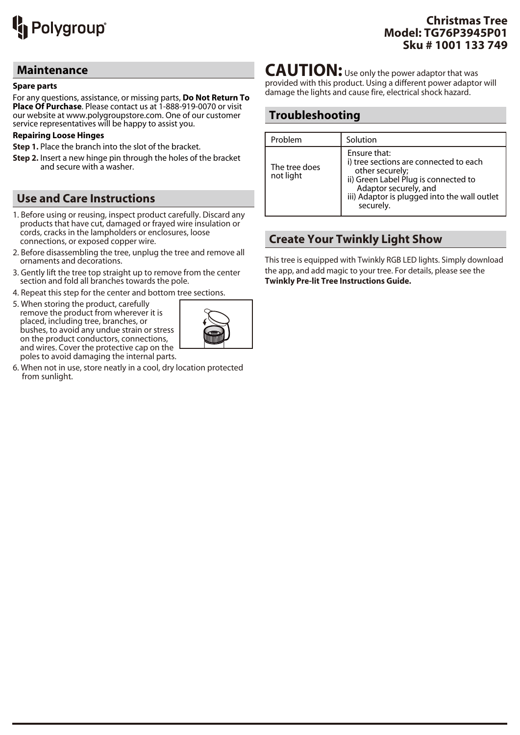# Polygroup®

**Christmas Tree**
**Model: TG76P3945P01**
**Sku # 1001 133 749**

## Maintenance

**Spare parts**

For any questions, assistance, or missing parts, **Do Not Return To Place Of Purchase**. Please contact us at 1-888-919-0070 or visit our website at www.polygroupstore.com. One of our customer service representatives will be happy to assist you.

**Repairing Loose Hinges**

**Step 1.** Place the branch into the slot of the bracket.

**Step 2.** Insert a new hinge pin through the holes of the bracket and secure with a washer.

## Use and Care Instructions

1. Before using or reusing, inspect product carefully. Discard any products that have cut, damaged or frayed wire insulation or cords, cracks in the lampholders or enclosures, loose connections, or exposed copper wire.
2. Before disassembling the tree, unplug the tree and remove all ornaments and decorations.
3. Gently lift the tree top straight up to remove from the center section and fold all branches towards the pole.
4. Repeat this step for the center and bottom tree sections.
5. When storing the product, carefully remove the product from wherever it is placed, including tree, branches, or bushes, to avoid any undue strain or stress on the product conductors, connections, and wires. Cover the protective cap on the poles to avoid damaging the internal parts.
6. When not in use, store neatly in a cool, dry location protected from sunlight.

**CAUTION:** Use only the power adaptor that was provided with this product. Using a different power adaptor will damage the lights and cause fire, electrical shock hazard.

## Troubleshooting

| Problem | Solution |
| --- | --- |
| The tree does not light | Ensure that:<br>i) tree sections are connected to each other securely;<br>ii) Green Label Plug is connected to Adaptor securely, and<br>iii) Adaptor is plugged into the wall outlet securely. |

## Create Your Twinkly Light Show

This tree is equipped with Twinkly RGB LED lights. Simply download the app, and add magic to your tree. For details, please see the **Twinkly Pre-lit Tree Instructions Guide.**